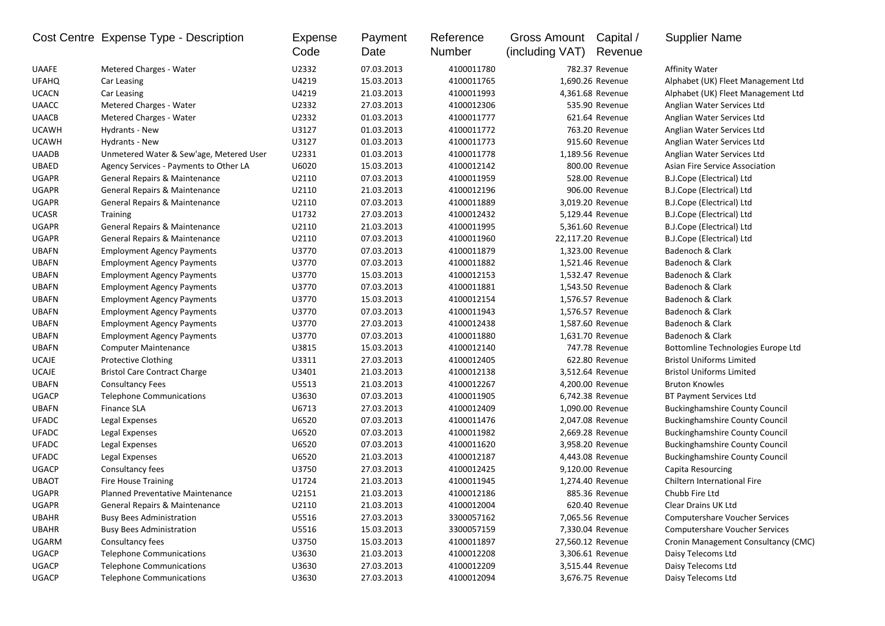| Cost Centre | Expense Type - Description | Expense Code | Payment Date | Reference Number | Gross Amount (including VAT) | Capital / Revenue | Supplier Name |
|---|---|---|---|---|---|---|---|
| UAAFE | Metered Charges - Water | U2332 | 07.03.2013 | 4100011780 | 782.37 | Revenue | Affinity Water |
| UFAHQ | Car Leasing | U4219 | 15.03.2013 | 4100011765 | 1,690.26 | Revenue | Alphabet (UK) Fleet Management Ltd |
| UCACN | Car Leasing | U4219 | 21.03.2013 | 4100011993 | 4,361.68 | Revenue | Alphabet (UK) Fleet Management Ltd |
| UAACC | Metered Charges - Water | U2332 | 27.03.2013 | 4100012306 | 535.90 | Revenue | Anglian Water Services Ltd |
| UAACB | Metered Charges - Water | U2332 | 01.03.2013 | 4100011777 | 621.64 | Revenue | Anglian Water Services Ltd |
| UCAWH | Hydrants - New | U3127 | 01.03.2013 | 4100011772 | 763.20 | Revenue | Anglian Water Services Ltd |
| UCAWH | Hydrants - New | U3127 | 01.03.2013 | 4100011773 | 915.60 | Revenue | Anglian Water Services Ltd |
| UAADB | Unmetered Water & Sew'age, Metered User | U2331 | 01.03.2013 | 4100011778 | 1,189.56 | Revenue | Anglian Water Services Ltd |
| UBAED | Agency Services - Payments to Other LA | U6020 | 15.03.2013 | 4100012142 | 800.00 | Revenue | Asian Fire Service Association |
| UGAPR | General Repairs & Maintenance | U2110 | 07.03.2013 | 4100011959 | 528.00 | Revenue | B.J.Cope (Electrical) Ltd |
| UGAPR | General Repairs & Maintenance | U2110 | 21.03.2013 | 4100012196 | 906.00 | Revenue | B.J.Cope (Electrical) Ltd |
| UGAPR | General Repairs & Maintenance | U2110 | 07.03.2013 | 4100011889 | 3,019.20 | Revenue | B.J.Cope (Electrical) Ltd |
| UCASR | Training | U1732 | 27.03.2013 | 4100012432 | 5,129.44 | Revenue | B.J.Cope (Electrical) Ltd |
| UGAPR | General Repairs & Maintenance | U2110 | 21.03.2013 | 4100011995 | 5,361.60 | Revenue | B.J.Cope (Electrical) Ltd |
| UGAPR | General Repairs & Maintenance | U2110 | 07.03.2013 | 4100011960 | 22,117.20 | Revenue | B.J.Cope (Electrical) Ltd |
| UBAFN | Employment Agency Payments | U3770 | 07.03.2013 | 4100011879 | 1,323.00 | Revenue | Badenoch & Clark |
| UBAFN | Employment Agency Payments | U3770 | 07.03.2013 | 4100011882 | 1,521.46 | Revenue | Badenoch & Clark |
| UBAFN | Employment Agency Payments | U3770 | 15.03.2013 | 4100012153 | 1,532.47 | Revenue | Badenoch & Clark |
| UBAFN | Employment Agency Payments | U3770 | 07.03.2013 | 4100011881 | 1,543.50 | Revenue | Badenoch & Clark |
| UBAFN | Employment Agency Payments | U3770 | 15.03.2013 | 4100012154 | 1,576.57 | Revenue | Badenoch & Clark |
| UBAFN | Employment Agency Payments | U3770 | 07.03.2013 | 4100011943 | 1,576.57 | Revenue | Badenoch & Clark |
| UBAFN | Employment Agency Payments | U3770 | 27.03.2013 | 4100012438 | 1,587.60 | Revenue | Badenoch & Clark |
| UBAFN | Employment Agency Payments | U3770 | 07.03.2013 | 4100011880 | 1,631.70 | Revenue | Badenoch & Clark |
| UBAFN | Computer Maintenance | U3815 | 15.03.2013 | 4100012140 | 747.78 | Revenue | Bottomline Technologies Europe Ltd |
| UCAJE | Protective Clothing | U3311 | 27.03.2013 | 4100012405 | 622.80 | Revenue | Bristol Uniforms Limited |
| UCAJE | Bristol Care Contract Charge | U3401 | 21.03.2013 | 4100012138 | 3,512.64 | Revenue | Bristol Uniforms Limited |
| UBAFN | Consultancy Fees | U5513 | 21.03.2013 | 4100012267 | 4,200.00 | Revenue | Bruton Knowles |
| UGACP | Telephone Communications | U3630 | 07.03.2013 | 4100011905 | 6,742.38 | Revenue | BT Payment Services Ltd |
| UBAFN | Finance SLA | U6713 | 27.03.2013 | 4100012409 | 1,090.00 | Revenue | Buckinghamshire County Council |
| UFADC | Legal Expenses | U6520 | 07.03.2013 | 4100011476 | 2,047.08 | Revenue | Buckinghamshire County Council |
| UFADC | Legal Expenses | U6520 | 07.03.2013 | 4100011982 | 2,669.28 | Revenue | Buckinghamshire County Council |
| UFADC | Legal Expenses | U6520 | 07.03.2013 | 4100011620 | 3,958.20 | Revenue | Buckinghamshire County Council |
| UFADC | Legal Expenses | U6520 | 21.03.2013 | 4100012187 | 4,443.08 | Revenue | Buckinghamshire County Council |
| UGACP | Consultancy fees | U3750 | 27.03.2013 | 4100012425 | 9,120.00 | Revenue | Capita Resourcing |
| UBAOT | Fire House Training | U1724 | 21.03.2013 | 4100011945 | 1,274.40 | Revenue | Chiltern International Fire |
| UGAPR | Planned Preventative Maintenance | U2151 | 21.03.2013 | 4100012186 | 885.36 | Revenue | Chubb Fire Ltd |
| UGAPR | General Repairs & Maintenance | U2110 | 21.03.2013 | 4100012004 | 620.40 | Revenue | Clear Drains UK Ltd |
| UBAHR | Busy Bees Administration | U5516 | 27.03.2013 | 3300057162 | 7,065.56 | Revenue | Computershare Voucher Services |
| UBAHR | Busy Bees Administration | U5516 | 15.03.2013 | 3300057159 | 7,330.04 | Revenue | Computershare Voucher Services |
| UGARM | Consultancy fees | U3750 | 15.03.2013 | 4100011897 | 27,560.12 | Revenue | Cronin Management Consultancy (CMC) |
| UGACP | Telephone Communications | U3630 | 21.03.2013 | 4100012208 | 3,306.61 | Revenue | Daisy Telecoms Ltd |
| UGACP | Telephone Communications | U3630 | 27.03.2013 | 4100012209 | 3,515.44 | Revenue | Daisy Telecoms Ltd |
| UGACP | Telephone Communications | U3630 | 27.03.2013 | 4100012094 | 3,676.75 | Revenue | Daisy Telecoms Ltd |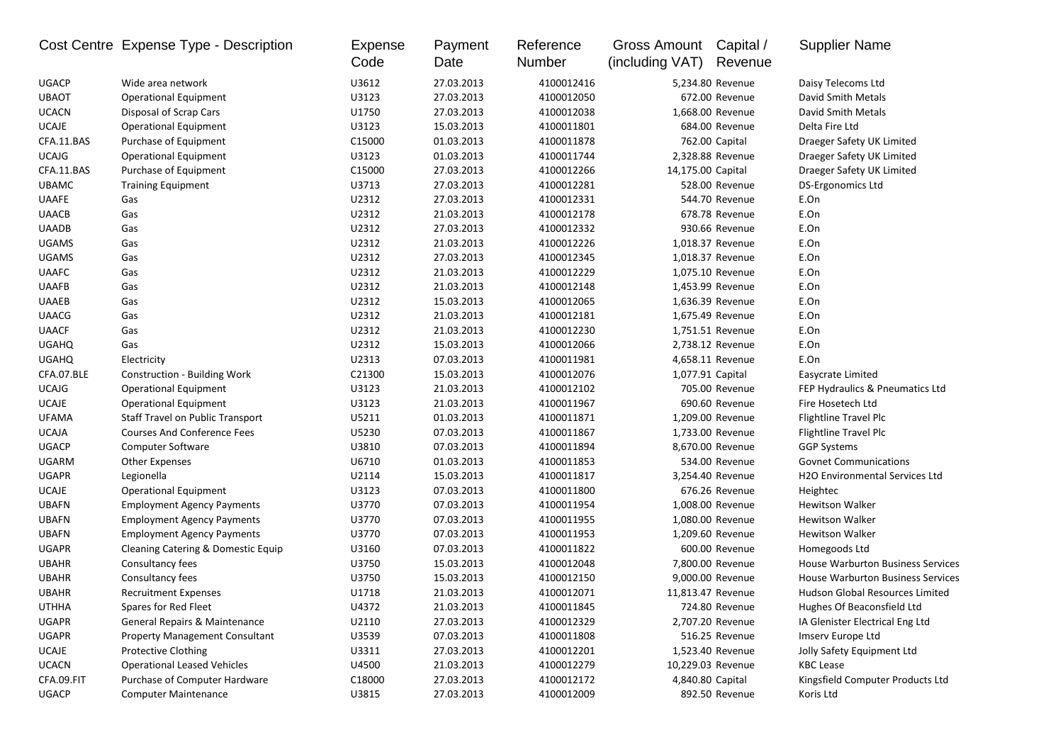| Cost Centre | Expense Type - Description | Expense Code | Payment Date | Reference Number | Gross Amount (including VAT) | Capital / Revenue | Supplier Name |
|---|---|---|---|---|---|---|---|
| UGACP | Wide area network | U3612 | 27.03.2013 | 4100012416 | 5,234.80 | Revenue | Daisy Telecoms Ltd |
| UBAOT | Operational Equipment | U3123 | 27.03.2013 | 4100012050 | 672.00 | Revenue | David Smith Metals |
| UCACN | Disposal of Scrap Cars | U1750 | 27.03.2013 | 4100012038 | 1,668.00 | Revenue | David Smith Metals |
| UCAJE | Operational Equipment | U3123 | 15.03.2013 | 4100011801 | 684.00 | Revenue | Delta Fire Ltd |
| CFA.11.BAS | Purchase of Equipment | C15000 | 01.03.2013 | 4100011878 | 762.00 | Capital | Draeger Safety UK Limited |
| UCAJG | Operational Equipment | U3123 | 01.03.2013 | 4100011744 | 2,328.88 | Revenue | Draeger Safety UK Limited |
| CFA.11.BAS | Purchase of Equipment | C15000 | 27.03.2013 | 4100012266 | 14,175.00 | Capital | Draeger Safety UK Limited |
| UBAMC | Training Equipment | U3713 | 27.03.2013 | 4100012281 | 528.00 | Revenue | DS-Ergonomics Ltd |
| UAAFE | Gas | U2312 | 27.03.2013 | 4100012331 | 544.70 | Revenue | E.On |
| UAACB | Gas | U2312 | 21.03.2013 | 4100012178 | 678.78 | Revenue | E.On |
| UAADB | Gas | U2312 | 27.03.2013 | 4100012332 | 930.66 | Revenue | E.On |
| UGAMS | Gas | U2312 | 21.03.2013 | 4100012226 | 1,018.37 | Revenue | E.On |
| UGAMS | Gas | U2312 | 27.03.2013 | 4100012345 | 1,018.37 | Revenue | E.On |
| UAAFC | Gas | U2312 | 21.03.2013 | 4100012229 | 1,075.10 | Revenue | E.On |
| UAAFB | Gas | U2312 | 21.03.2013 | 4100012148 | 1,453.99 | Revenue | E.On |
| UAAEB | Gas | U2312 | 15.03.2013 | 4100012065 | 1,636.39 | Revenue | E.On |
| UAACG | Gas | U2312 | 21.03.2013 | 4100012181 | 1,675.49 | Revenue | E.On |
| UAACF | Gas | U2312 | 21.03.2013 | 4100012230 | 1,751.51 | Revenue | E.On |
| UGAHQ | Gas | U2312 | 15.03.2013 | 4100012066 | 2,738.12 | Revenue | E.On |
| UGAHQ | Electricity | U2313 | 07.03.2013 | 4100011981 | 4,658.11 | Revenue | E.On |
| CFA.07.BLE | Construction - Building Work | C21300 | 15.03.2013 | 4100012076 | 1,077.91 | Capital | Easycrate Limited |
| UCAJG | Operational Equipment | U3123 | 21.03.2013 | 4100012102 | 705.00 | Revenue | FEP Hydraulics & Pneumatics Ltd |
| UCAJE | Operational Equipment | U3123 | 21.03.2013 | 4100011967 | 690.60 | Revenue | Fire Hosetech Ltd |
| UFAMA | Staff Travel on Public Transport | U5211 | 01.03.2013 | 4100011871 | 1,209.00 | Revenue | Flightline Travel Plc |
| UCAJA | Courses And Conference Fees | U5230 | 07.03.2013 | 4100011867 | 1,733.00 | Revenue | Flightline Travel Plc |
| UGACP | Computer Software | U3810 | 07.03.2013 | 4100011894 | 8,670.00 | Revenue | GGP Systems |
| UGARM | Other Expenses | U6710 | 01.03.2013 | 4100011853 | 534.00 | Revenue | Govnet Communications |
| UGAPR | Legionella | U2114 | 15.03.2013 | 4100011817 | 3,254.40 | Revenue | H2O Environmental Services Ltd |
| UCAJE | Operational Equipment | U3123 | 07.03.2013 | 4100011800 | 676.26 | Revenue | Heightec |
| UBAFN | Employment Agency Payments | U3770 | 07.03.2013 | 4100011954 | 1,008.00 | Revenue | Hewitson Walker |
| UBAFN | Employment Agency Payments | U3770 | 07.03.2013 | 4100011955 | 1,080.00 | Revenue | Hewitson Walker |
| UBAFN | Employment Agency Payments | U3770 | 07.03.2013 | 4100011953 | 1,209.60 | Revenue | Hewitson Walker |
| UGAPR | Cleaning Catering & Domestic Equip | U3160 | 07.03.2013 | 4100011822 | 600.00 | Revenue | Homegoods Ltd |
| UBAHR | Consultancy fees | U3750 | 15.03.2013 | 4100012048 | 7,800.00 | Revenue | House Warburton Business Services |
| UBAHR | Consultancy fees | U3750 | 15.03.2013 | 4100012150 | 9,000.00 | Revenue | House Warburton Business Services |
| UBAHR | Recruitment Expenses | U1718 | 21.03.2013 | 4100012071 | 11,813.47 | Revenue | Hudson Global Resources Limited |
| UTHHA | Spares for Red Fleet | U4372 | 21.03.2013 | 4100011845 | 724.80 | Revenue | Hughes Of Beaconsfield Ltd |
| UGAPR | General Repairs & Maintenance | U2110 | 27.03.2013 | 4100012329 | 2,707.20 | Revenue | IA Glenister Electrical Eng Ltd |
| UGAPR | Property Management Consultant | U3539 | 07.03.2013 | 4100011808 | 516.25 | Revenue | Imserv Europe Ltd |
| UCAJE | Protective Clothing | U3311 | 27.03.2013 | 4100012201 | 1,523.40 | Revenue | Jolly Safety Equipment Ltd |
| UCACN | Operational Leased Vehicles | U4500 | 21.03.2013 | 4100012279 | 10,229.03 | Revenue | KBC Lease |
| CFA.09.FIT | Purchase of Computer Hardware | C18000 | 27.03.2013 | 4100012172 | 4,840.80 | Capital | Kingsfield Computer Products Ltd |
| UGACP | Computer Maintenance | U3815 | 27.03.2013 | 4100012009 | 892.50 | Revenue | Koris Ltd |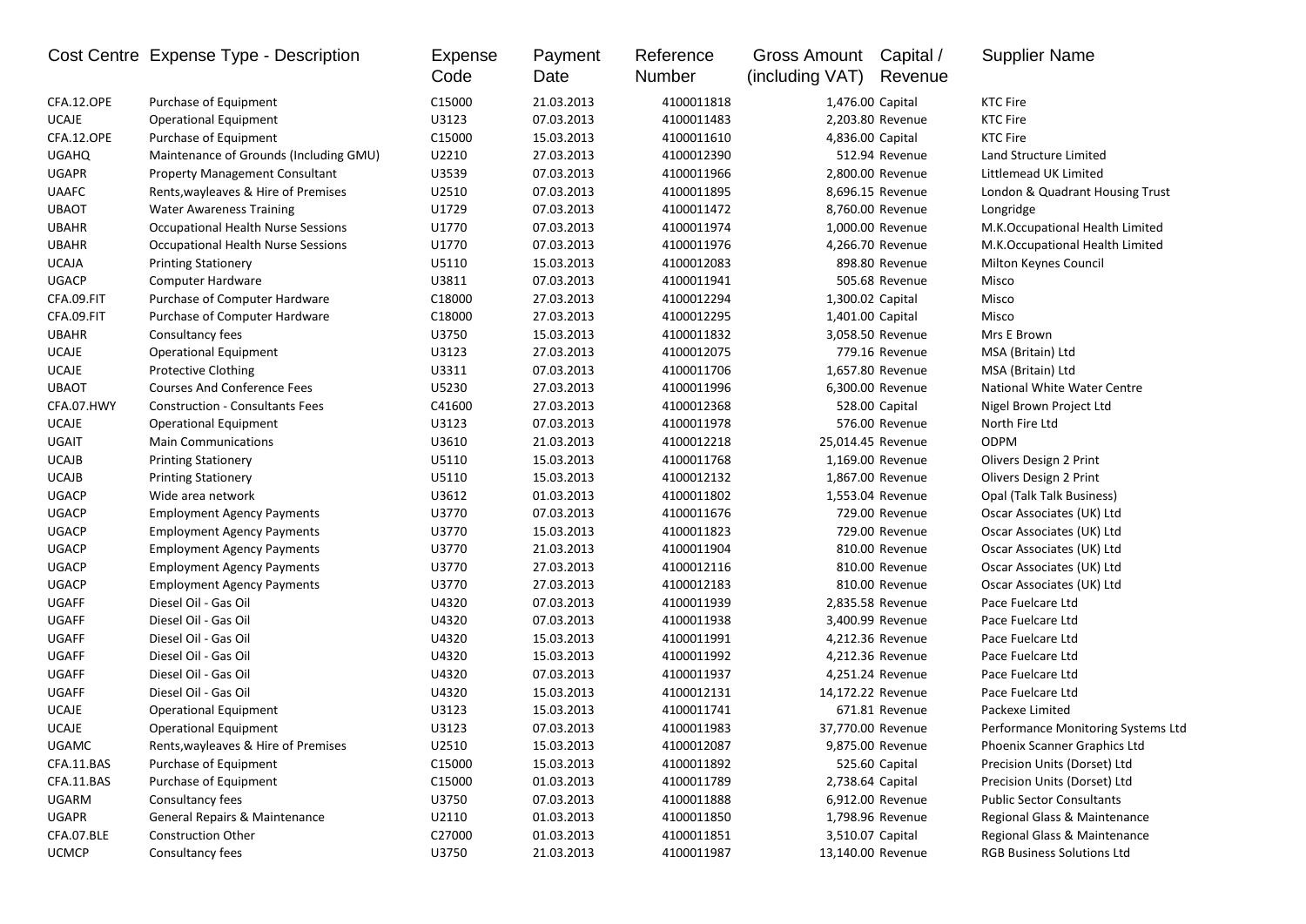| Cost Centre | Expense Type - Description | Expense Code | Payment Date | Reference Number | Gross Amount (including VAT) | Capital / Revenue | Supplier Name |
|---|---|---|---|---|---|---|---|
| CFA.12.OPE | Purchase of Equipment | C15000 | 21.03.2013 | 4100011818 | 1,476.00 | Capital | KTC Fire |
| UCAJE | Operational Equipment | U3123 | 07.03.2013 | 4100011483 | 2,203.80 | Revenue | KTC Fire |
| CFA.12.OPE | Purchase of Equipment | C15000 | 15.03.2013 | 4100011610 | 4,836.00 | Capital | KTC Fire |
| UGAHQ | Maintenance of Grounds (Including GMU) | U2210 | 27.03.2013 | 4100012390 | 512.94 | Revenue | Land Structure Limited |
| UGAPR | Property Management Consultant | U3539 | 07.03.2013 | 4100011966 | 2,800.00 | Revenue | Littlemead UK Limited |
| UAAFC | Rents,wayleaves & Hire of Premises | U2510 | 07.03.2013 | 4100011895 | 8,696.15 | Revenue | London & Quadrant Housing Trust |
| UBAOT | Water Awareness Training | U1729 | 07.03.2013 | 4100011472 | 8,760.00 | Revenue | Longridge |
| UBAHR | Occupational Health Nurse Sessions | U1770 | 07.03.2013 | 4100011974 | 1,000.00 | Revenue | M.K.Occupational Health Limited |
| UBAHR | Occupational Health Nurse Sessions | U1770 | 07.03.2013 | 4100011976 | 4,266.70 | Revenue | M.K.Occupational Health Limited |
| UCAJA | Printing Stationery | U5110 | 15.03.2013 | 4100012083 | 898.80 | Revenue | Milton Keynes Council |
| UGACP | Computer Hardware | U3811 | 07.03.2013 | 4100011941 | 505.68 | Revenue | Misco |
| CFA.09.FIT | Purchase of Computer Hardware | C18000 | 27.03.2013 | 4100012294 | 1,300.02 | Capital | Misco |
| CFA.09.FIT | Purchase of Computer Hardware | C18000 | 27.03.2013 | 4100012295 | 1,401.00 | Capital | Misco |
| UBAHR | Consultancy fees | U3750 | 15.03.2013 | 4100011832 | 3,058.50 | Revenue | Mrs E Brown |
| UCAJE | Operational Equipment | U3123 | 27.03.2013 | 4100012075 | 779.16 | Revenue | MSA (Britain) Ltd |
| UCAJE | Protective Clothing | U3311 | 07.03.2013 | 4100011706 | 1,657.80 | Revenue | MSA (Britain) Ltd |
| UBAOT | Courses And Conference Fees | U5230 | 27.03.2013 | 4100011996 | 6,300.00 | Revenue | National White Water Centre |
| CFA.07.HWY | Construction - Consultants Fees | C41600 | 27.03.2013 | 4100012368 | 528.00 | Capital | Nigel Brown Project Ltd |
| UCAJE | Operational Equipment | U3123 | 07.03.2013 | 4100011978 | 576.00 | Revenue | North Fire Ltd |
| UGAIT | Main Communications | U3610 | 21.03.2013 | 4100012218 | 25,014.45 | Revenue | ODPM |
| UCAJB | Printing Stationery | U5110 | 15.03.2013 | 4100011768 | 1,169.00 | Revenue | Olivers Design 2 Print |
| UCAJB | Printing Stationery | U5110 | 15.03.2013 | 4100012132 | 1,867.00 | Revenue | Olivers Design 2 Print |
| UGACP | Wide area network | U3612 | 01.03.2013 | 4100011802 | 1,553.04 | Revenue | Opal (Talk Talk Business) |
| UGACP | Employment Agency Payments | U3770 | 07.03.2013 | 4100011676 | 729.00 | Revenue | Oscar Associates (UK) Ltd |
| UGACP | Employment Agency Payments | U3770 | 15.03.2013 | 4100011823 | 729.00 | Revenue | Oscar Associates (UK) Ltd |
| UGACP | Employment Agency Payments | U3770 | 21.03.2013 | 4100011904 | 810.00 | Revenue | Oscar Associates (UK) Ltd |
| UGACP | Employment Agency Payments | U3770 | 27.03.2013 | 4100012116 | 810.00 | Revenue | Oscar Associates (UK) Ltd |
| UGACP | Employment Agency Payments | U3770 | 27.03.2013 | 4100012183 | 810.00 | Revenue | Oscar Associates (UK) Ltd |
| UGAFF | Diesel Oil - Gas Oil | U4320 | 07.03.2013 | 4100011939 | 2,835.58 | Revenue | Pace Fuelcare Ltd |
| UGAFF | Diesel Oil - Gas Oil | U4320 | 07.03.2013 | 4100011938 | 3,400.99 | Revenue | Pace Fuelcare Ltd |
| UGAFF | Diesel Oil - Gas Oil | U4320 | 15.03.2013 | 4100011991 | 4,212.36 | Revenue | Pace Fuelcare Ltd |
| UGAFF | Diesel Oil - Gas Oil | U4320 | 15.03.2013 | 4100011992 | 4,212.36 | Revenue | Pace Fuelcare Ltd |
| UGAFF | Diesel Oil - Gas Oil | U4320 | 07.03.2013 | 4100011937 | 4,251.24 | Revenue | Pace Fuelcare Ltd |
| UGAFF | Diesel Oil - Gas Oil | U4320 | 15.03.2013 | 4100012131 | 14,172.22 | Revenue | Pace Fuelcare Ltd |
| UCAJE | Operational Equipment | U3123 | 15.03.2013 | 4100011741 | 671.81 | Revenue | Packexe Limited |
| UCAJE | Operational Equipment | U3123 | 07.03.2013 | 4100011983 | 37,770.00 | Revenue | Performance Monitoring Systems Ltd |
| UGAMC | Rents,wayleaves & Hire of Premises | U2510 | 15.03.2013 | 4100012087 | 9,875.00 | Revenue | Phoenix Scanner Graphics Ltd |
| CFA.11.BAS | Purchase of Equipment | C15000 | 15.03.2013 | 4100011892 | 525.60 | Capital | Precision Units (Dorset) Ltd |
| CFA.11.BAS | Purchase of Equipment | C15000 | 01.03.2013 | 4100011789 | 2,738.64 | Capital | Precision Units (Dorset) Ltd |
| UGARM | Consultancy fees | U3750 | 07.03.2013 | 4100011888 | 6,912.00 | Revenue | Public Sector Consultants |
| UGAPR | General Repairs & Maintenance | U2110 | 01.03.2013 | 4100011850 | 1,798.96 | Revenue | Regional Glass & Maintenance |
| CFA.07.BLE | Construction Other | C27000 | 01.03.2013 | 4100011851 | 3,510.07 | Capital | Regional Glass & Maintenance |
| UCMCP | Consultancy fees | U3750 | 21.03.2013 | 4100011987 | 13,140.00 | Revenue | RGB Business Solutions Ltd |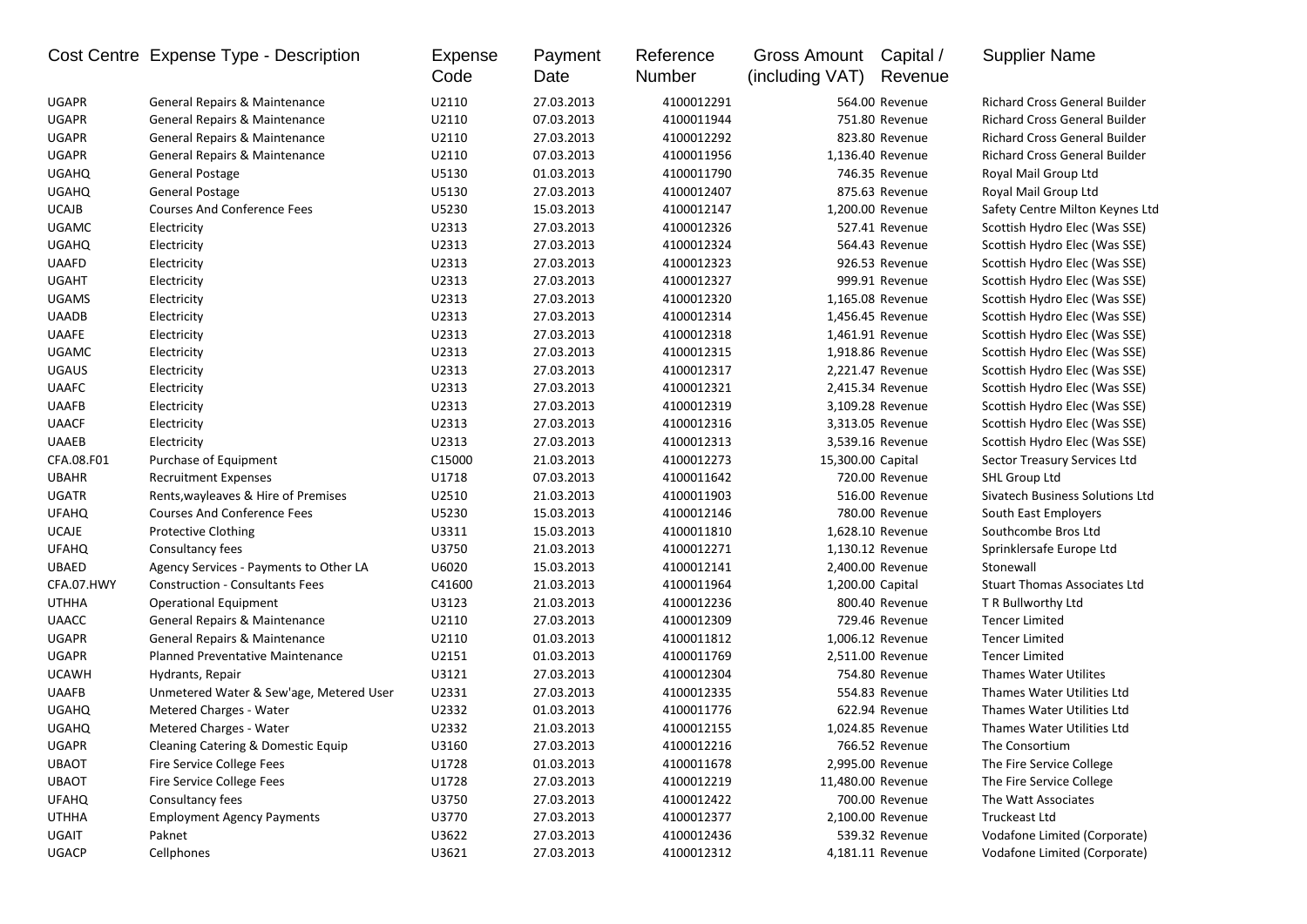| Cost Centre | Expense Type - Description | Expense Code | Payment Date | Reference Number | Gross Amount (including VAT) | Capital / Revenue | Supplier Name |
|---|---|---|---|---|---|---|---|
| UGAPR | General Repairs & Maintenance | U2110 | 27.03.2013 | 4100012291 | 564.00 | Revenue | Richard Cross General Builder |
| UGAPR | General Repairs & Maintenance | U2110 | 07.03.2013 | 4100011944 | 751.80 | Revenue | Richard Cross General Builder |
| UGAPR | General Repairs & Maintenance | U2110 | 27.03.2013 | 4100012292 | 823.80 | Revenue | Richard Cross General Builder |
| UGAPR | General Repairs & Maintenance | U2110 | 07.03.2013 | 4100011956 | 1,136.40 | Revenue | Richard Cross General Builder |
| UGAHQ | General Postage | U5130 | 01.03.2013 | 4100011790 | 746.35 | Revenue | Royal Mail Group Ltd |
| UGAHQ | General Postage | U5130 | 27.03.2013 | 4100012407 | 875.63 | Revenue | Royal Mail Group Ltd |
| UCAJB | Courses And Conference Fees | U5230 | 15.03.2013 | 4100012147 | 1,200.00 | Revenue | Safety Centre Milton Keynes Ltd |
| UGAMC | Electricity | U2313 | 27.03.2013 | 4100012326 | 527.41 | Revenue | Scottish Hydro Elec (Was SSE) |
| UGAHQ | Electricity | U2313 | 27.03.2013 | 4100012324 | 564.43 | Revenue | Scottish Hydro Elec (Was SSE) |
| UAAFD | Electricity | U2313 | 27.03.2013 | 4100012323 | 926.53 | Revenue | Scottish Hydro Elec (Was SSE) |
| UGAHT | Electricity | U2313 | 27.03.2013 | 4100012327 | 999.91 | Revenue | Scottish Hydro Elec (Was SSE) |
| UGAMS | Electricity | U2313 | 27.03.2013 | 4100012320 | 1,165.08 | Revenue | Scottish Hydro Elec (Was SSE) |
| UAADB | Electricity | U2313 | 27.03.2013 | 4100012314 | 1,456.45 | Revenue | Scottish Hydro Elec (Was SSE) |
| UAAFE | Electricity | U2313 | 27.03.2013 | 4100012318 | 1,461.91 | Revenue | Scottish Hydro Elec (Was SSE) |
| UGAMC | Electricity | U2313 | 27.03.2013 | 4100012315 | 1,918.86 | Revenue | Scottish Hydro Elec (Was SSE) |
| UGAUS | Electricity | U2313 | 27.03.2013 | 4100012317 | 2,221.47 | Revenue | Scottish Hydro Elec (Was SSE) |
| UAAFC | Electricity | U2313 | 27.03.2013 | 4100012321 | 2,415.34 | Revenue | Scottish Hydro Elec (Was SSE) |
| UAAFB | Electricity | U2313 | 27.03.2013 | 4100012319 | 3,109.28 | Revenue | Scottish Hydro Elec (Was SSE) |
| UAACF | Electricity | U2313 | 27.03.2013 | 4100012316 | 3,313.05 | Revenue | Scottish Hydro Elec (Was SSE) |
| UAAEB | Electricity | U2313 | 27.03.2013 | 4100012313 | 3,539.16 | Revenue | Scottish Hydro Elec (Was SSE) |
| CFA.08.F01 | Purchase of Equipment | C15000 | 21.03.2013 | 4100012273 | 15,300.00 | Capital | Sector Treasury Services Ltd |
| UBAHR | Recruitment Expenses | U1718 | 07.03.2013 | 4100011642 | 720.00 | Revenue | SHL Group Ltd |
| UGATR | Rents,wayleaves & Hire of Premises | U2510 | 21.03.2013 | 4100011903 | 516.00 | Revenue | Sivatech Business Solutions Ltd |
| UFAHQ | Courses And Conference Fees | U5230 | 15.03.2013 | 4100012146 | 780.00 | Revenue | South East Employers |
| UCAJE | Protective Clothing | U3311 | 15.03.2013 | 4100011810 | 1,628.10 | Revenue | Southcombe Bros Ltd |
| UFAHQ | Consultancy fees | U3750 | 21.03.2013 | 4100012271 | 1,130.12 | Revenue | Sprinklersafe Europe Ltd |
| UBAED | Agency Services - Payments to Other LA | U6020 | 15.03.2013 | 4100012141 | 2,400.00 | Revenue | Stonewall |
| CFA.07.HWY | Construction - Consultants Fees | C41600 | 21.03.2013 | 4100011964 | 1,200.00 | Capital | Stuart Thomas Associates Ltd |
| UTHHA | Operational Equipment | U3123 | 21.03.2013 | 4100012236 | 800.40 | Revenue | T R Bullworthy Ltd |
| UAACC | General Repairs & Maintenance | U2110 | 27.03.2013 | 4100012309 | 729.46 | Revenue | Tencer Limited |
| UGAPR | General Repairs & Maintenance | U2110 | 01.03.2013 | 4100011812 | 1,006.12 | Revenue | Tencer Limited |
| UGAPR | Planned Preventative Maintenance | U2151 | 01.03.2013 | 4100011769 | 2,511.00 | Revenue | Tencer Limited |
| UCAWH | Hydrants, Repair | U3121 | 27.03.2013 | 4100012304 | 754.80 | Revenue | Thames Water Utilites |
| UAAFB | Unmetered Water & Sew'age, Metered User | U2331 | 27.03.2013 | 4100012335 | 554.83 | Revenue | Thames Water Utilities Ltd |
| UGAHQ | Metered Charges - Water | U2332 | 01.03.2013 | 4100011776 | 622.94 | Revenue | Thames Water Utilities Ltd |
| UGAHQ | Metered Charges - Water | U2332 | 21.03.2013 | 4100012155 | 1,024.85 | Revenue | Thames Water Utilities Ltd |
| UGAPR | Cleaning Catering & Domestic Equip | U3160 | 27.03.2013 | 4100012216 | 766.52 | Revenue | The Consortium |
| UBAOT | Fire Service College Fees | U1728 | 01.03.2013 | 4100011678 | 2,995.00 | Revenue | The Fire Service College |
| UBAOT | Fire Service College Fees | U1728 | 27.03.2013 | 4100012219 | 11,480.00 | Revenue | The Fire Service College |
| UFAHQ | Consultancy fees | U3750 | 27.03.2013 | 4100012422 | 700.00 | Revenue | The Watt Associates |
| UTHHA | Employment Agency Payments | U3770 | 27.03.2013 | 4100012377 | 2,100.00 | Revenue | Truckeast Ltd |
| UGAIT | Paknet | U3622 | 27.03.2013 | 4100012436 | 539.32 | Revenue | Vodafone Limited (Corporate) |
| UGACP | Cellphones | U3621 | 27.03.2013 | 4100012312 | 4,181.11 | Revenue | Vodafone Limited (Corporate) |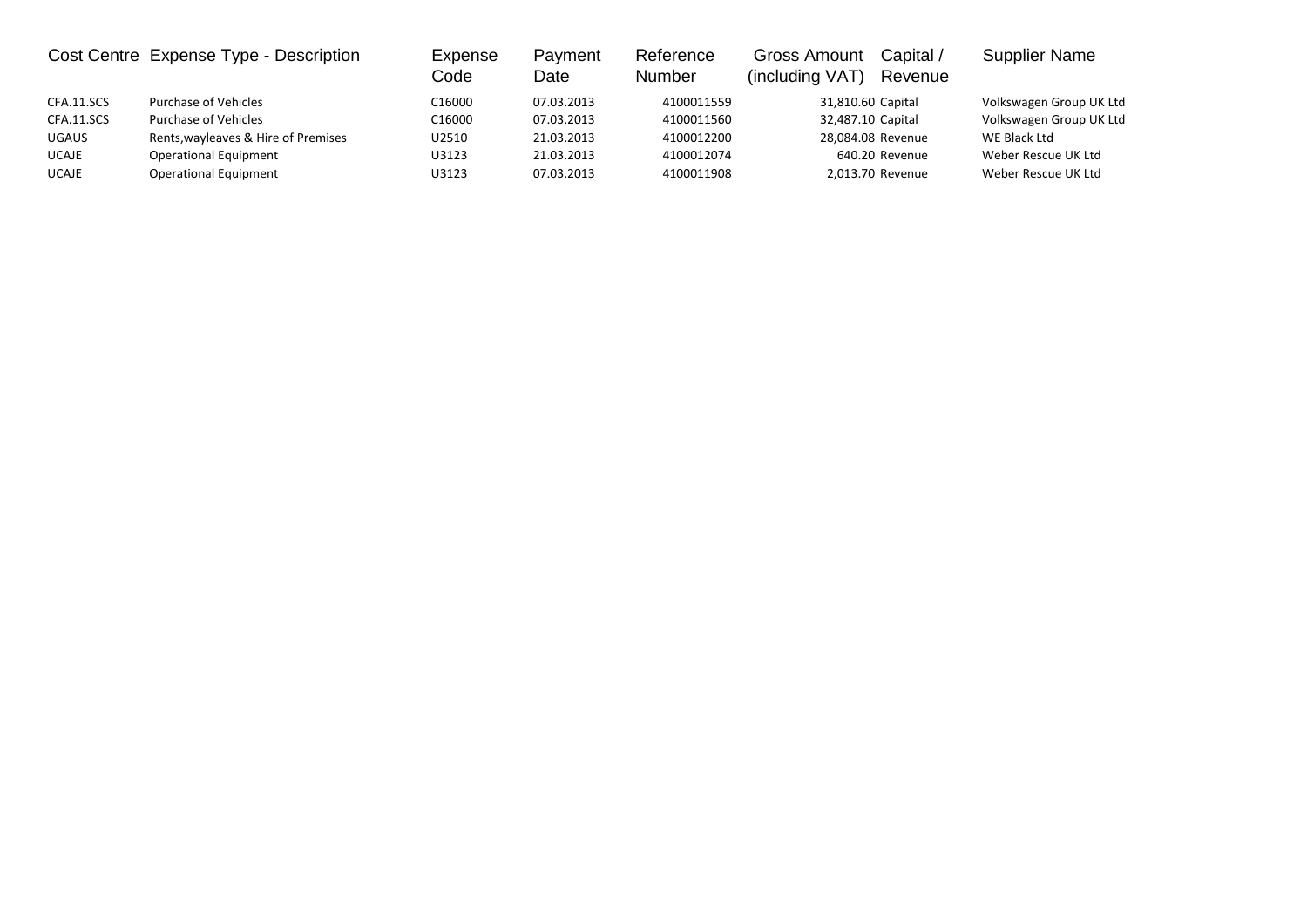| Cost Centre | Expense Type - Description | Expense Code | Payment Date | Reference Number | Gross Amount (including VAT) | Capital / Revenue | Supplier Name |
|---|---|---|---|---|---|---|---|
| CFA.11.SCS | Purchase of Vehicles | C16000 | 07.03.2013 | 4100011559 | 31,810.60 | Capital | Volkswagen Group UK Ltd |
| CFA.11.SCS | Purchase of Vehicles | C16000 | 07.03.2013 | 4100011560 | 32,487.10 | Capital | Volkswagen Group UK Ltd |
| UGAUS | Rents,wayleaves & Hire of Premises | U2510 | 21.03.2013 | 4100012200 | 28,084.08 | Revenue | WE Black Ltd |
| UCAJE | Operational Equipment | U3123 | 21.03.2013 | 4100012074 | 640.20 | Revenue | Weber Rescue UK Ltd |
| UCAJE | Operational Equipment | U3123 | 07.03.2013 | 4100011908 | 2,013.70 | Revenue | Weber Rescue UK Ltd |